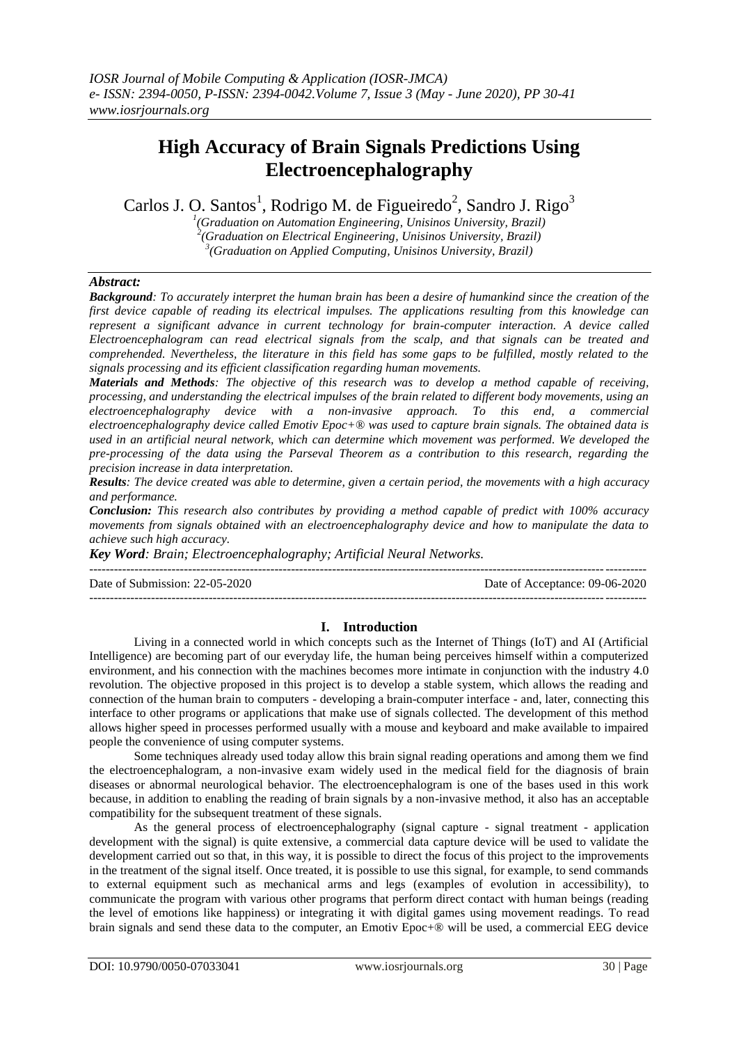# High Accuracy of Brain Signals Predictions Using Electroencephalography

Carlos J. O. Santos[1], Rodrigo M. de Figueiredo[2], Sandro J. Rigo[3]

[1](Graduation on Automation Engineering, Unisinos University, Brazil)
[2](Graduation on Electrical Engineering, Unisinos University, Brazil)
[3](Graduation on Applied Computing, Unisinos University, Brazil)

## Abstract:

***Background**: To accurately interpret the human brain has been a desire of humankind since the creation of the first device capable of reading its electrical impulses. The applications resulting from this knowledge can represent a significant advance in current technology for brain-computer interaction. A device called Electroencephalogram can read electrical signals from the scalp, and that signals can be treated and comprehended. Nevertheless, the literature in this field has some gaps to be fulfilled, mostly related to the signals processing and its efficient classification regarding human movements.*

***Materials and Methods**: The objective of this research was to develop a method capable of receiving, processing, and understanding the electrical impulses of the brain related to different body movements, using an electroencephalography device with a non-invasive approach. To this end, a commercial electroencephalography device called Emotiv Epoc+® was used to capture brain signals. The obtained data is used in an artificial neural network, which can determine which movement was performed. We developed the pre-processing of the data using the Parseval Theorem as a contribution to this research, regarding the precision increase in data interpretation.*

***Results**: The device created was able to determine, given a certain period, the movements with a high accuracy and performance.*

***Conclusion:** This research also contributes by providing a method capable of predict with 100% accuracy movements from signals obtained with an electroencephalography device and how to manipulate the data to achieve such high accuracy.*

***Key Word**: Brain; Electroencephalography; Artificial Neural Networks.*

---

Date of Submission: 22-05-2020 Date of Acceptance: 09-06-2020

---

## I. Introduction

Living in a connected world in which concepts such as the Internet of Things (IoT) and AI (Artificial Intelligence) are becoming part of our everyday life, the human being perceives himself within a computerized environment, and his connection with the machines becomes more intimate in conjunction with the industry 4.0 revolution. The objective proposed in this project is to develop a stable system, which allows the reading and connection of the human brain to computers - developing a brain-computer interface - and, later, connecting this interface to other programs or applications that make use of signals collected. The development of this method allows higher speed in processes performed usually with a mouse and keyboard and make available to impaired people the convenience of using computer systems.

Some techniques already used today allow this brain signal reading operations and among them we find the electroencephalogram, a non-invasive exam widely used in the medical field for the diagnosis of brain diseases or abnormal neurological behavior. The electroencephalogram is one of the bases used in this work because, in addition to enabling the reading of brain signals by a non-invasive method, it also has an acceptable compatibility for the subsequent treatment of these signals.

As the general process of electroencephalography (signal capture - signal treatment - application development with the signal) is quite extensive, a commercial data capture device will be used to validate the development carried out so that, in this way, it is possible to direct the focus of this project to the improvements in the treatment of the signal itself. Once treated, it is possible to use this signal, for example, to send commands to external equipment such as mechanical arms and legs (examples of evolution in accessibility), to communicate the program with various other programs that perform direct contact with human beings (reading the level of emotions like happiness) or integrating it with digital games using movement readings. To read brain signals and send these data to the computer, an Emotiv Epoc+® will be used, a commercial EEG device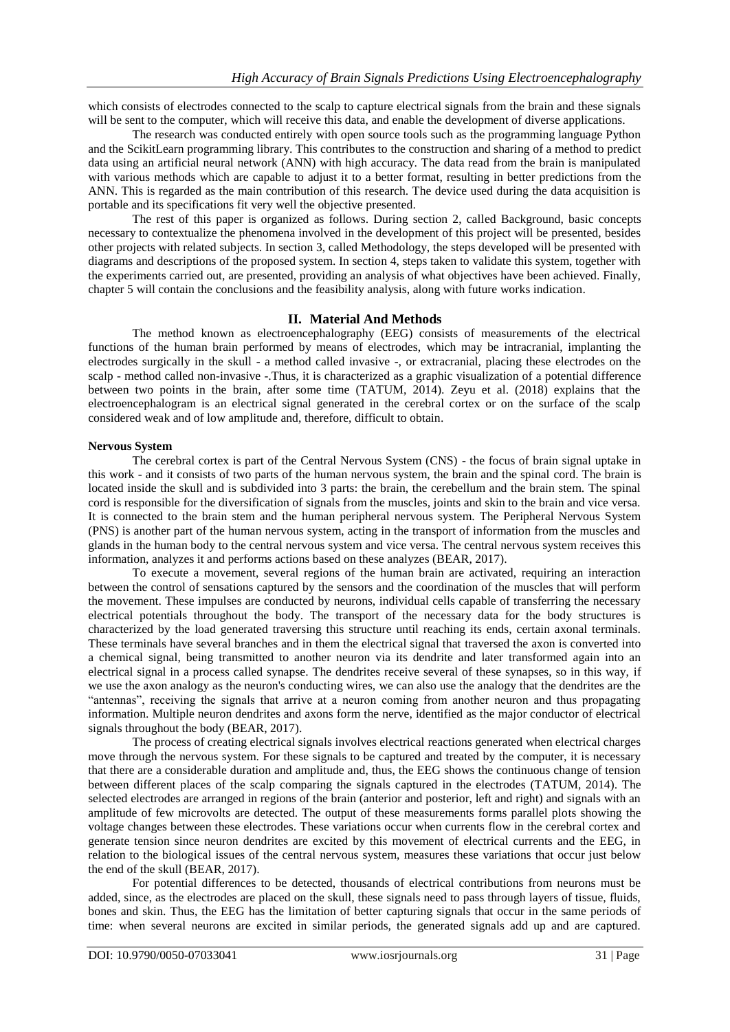which consists of electrodes connected to the scalp to capture electrical signals from the brain and these signals will be sent to the computer, which will receive this data, and enable the development of diverse applications.

The research was conducted entirely with open source tools such as the programming language Python and the ScikitLearn programming library. This contributes to the construction and sharing of a method to predict data using an artificial neural network (ANN) with high accuracy. The data read from the brain is manipulated with various methods which are capable to adjust it to a better format, resulting in better predictions from the ANN. This is regarded as the main contribution of this research. The device used during the data acquisition is portable and its specifications fit very well the objective presented.

The rest of this paper is organized as follows. During section 2, called Background, basic concepts necessary to contextualize the phenomena involved in the development of this project will be presented, besides other projects with related subjects. In section 3, called Methodology, the steps developed will be presented with diagrams and descriptions of the proposed system. In section 4, steps taken to validate this system, together with the experiments carried out, are presented, providing an analysis of what objectives have been achieved. Finally, chapter 5 will contain the conclusions and the feasibility analysis, along with future works indication.

## II. Material And Methods

The method known as electroencephalography (EEG) consists of measurements of the electrical functions of the human brain performed by means of electrodes, which may be intracranial, implanting the electrodes surgically in the skull - a method called invasive -, or extracranial, placing these electrodes on the scalp - method called non-invasive -.Thus, it is characterized as a graphic visualization of a potential difference between two points in the brain, after some time (TATUM, 2014). Zeyu et al. (2018) explains that the electroencephalogram is an electrical signal generated in the cerebral cortex or on the surface of the scalp considered weak and of low amplitude and, therefore, difficult to obtain.

**Nervous System**

The cerebral cortex is part of the Central Nervous System (CNS) - the focus of brain signal uptake in this work - and it consists of two parts of the human nervous system, the brain and the spinal cord. The brain is located inside the skull and is subdivided into 3 parts: the brain, the cerebellum and the brain stem. The spinal cord is responsible for the diversification of signals from the muscles, joints and skin to the brain and vice versa. It is connected to the brain stem and the human peripheral nervous system. The Peripheral Nervous System (PNS) is another part of the human nervous system, acting in the transport of information from the muscles and glands in the human body to the central nervous system and vice versa. The central nervous system receives this information, analyzes it and performs actions based on these analyzes (BEAR, 2017).

To execute a movement, several regions of the human brain are activated, requiring an interaction between the control of sensations captured by the sensors and the coordination of the muscles that will perform the movement. These impulses are conducted by neurons, individual cells capable of transferring the necessary electrical potentials throughout the body. The transport of the necessary data for the body structures is characterized by the load generated traversing this structure until reaching its ends, certain axonal terminals. These terminals have several branches and in them the electrical signal that traversed the axon is converted into a chemical signal, being transmitted to another neuron via its dendrite and later transformed again into an electrical signal in a process called synapse. The dendrites receive several of these synapses, so in this way, if we use the axon analogy as the neuron's conducting wires, we can also use the analogy that the dendrites are the "antennas", receiving the signals that arrive at a neuron coming from another neuron and thus propagating information. Multiple neuron dendrites and axons form the nerve, identified as the major conductor of electrical signals throughout the body (BEAR, 2017).

The process of creating electrical signals involves electrical reactions generated when electrical charges move through the nervous system. For these signals to be captured and treated by the computer, it is necessary that there are a considerable duration and amplitude and, thus, the EEG shows the continuous change of tension between different places of the scalp comparing the signals captured in the electrodes (TATUM, 2014). The selected electrodes are arranged in regions of the brain (anterior and posterior, left and right) and signals with an amplitude of few microvolts are detected. The output of these measurements forms parallel plots showing the voltage changes between these electrodes. These variations occur when currents flow in the cerebral cortex and generate tension since neuron dendrites are excited by this movement of electrical currents and the EEG, in relation to the biological issues of the central nervous system, measures these variations that occur just below the end of the skull (BEAR, 2017).

For potential differences to be detected, thousands of electrical contributions from neurons must be added, since, as the electrodes are placed on the skull, these signals need to pass through layers of tissue, fluids, bones and skin. Thus, the EEG has the limitation of better capturing signals that occur in the same periods of time: when several neurons are excited in similar periods, the generated signals add up and are captured.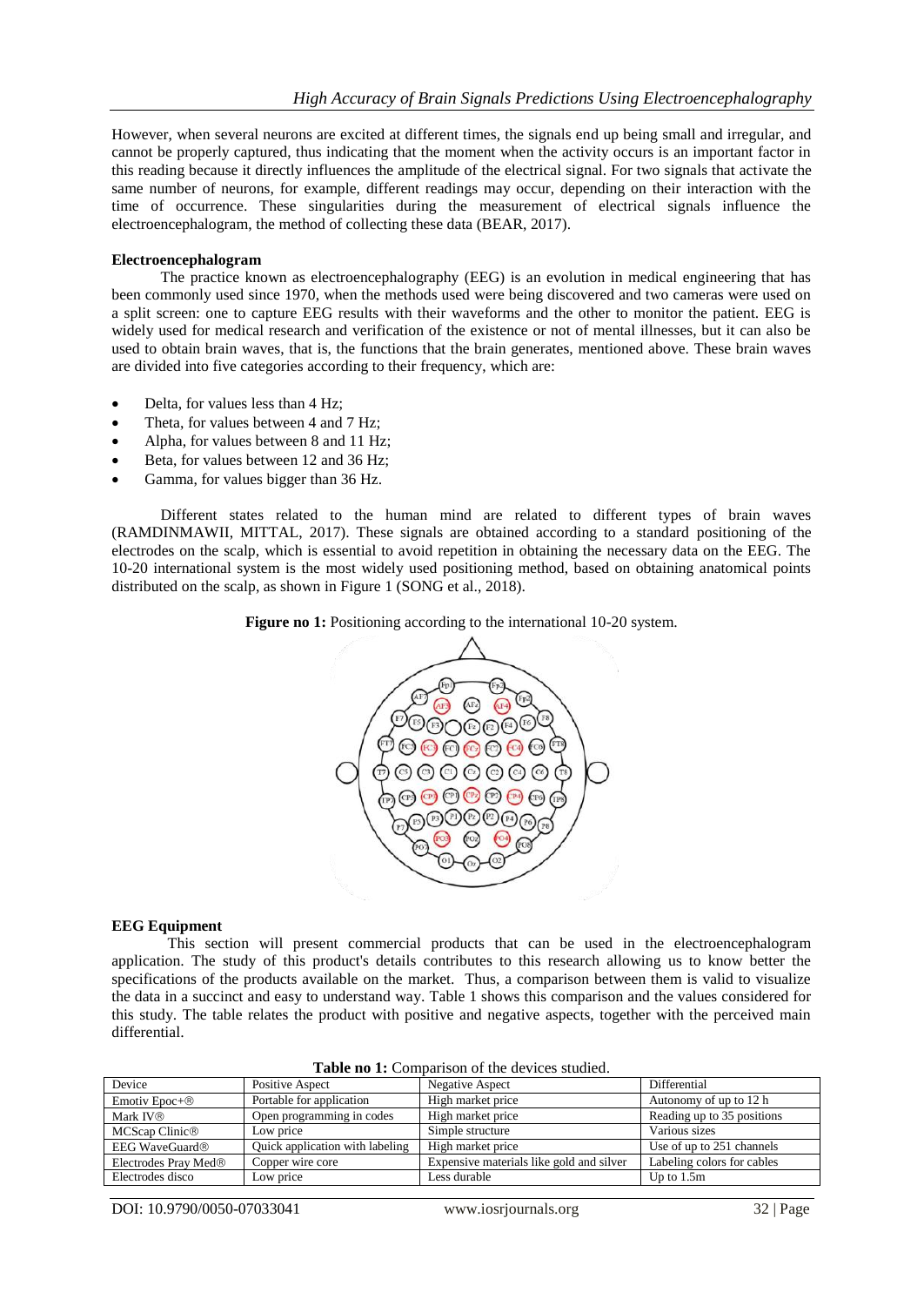However, when several neurons are excited at different times, the signals end up being small and irregular, and cannot be properly captured, thus indicating that the moment when the activity occurs is an important factor in this reading because it directly influences the amplitude of the electrical signal. For two signals that activate the same number of neurons, for example, different readings may occur, depending on their interaction with the time of occurrence. These singularities during the measurement of electrical signals influence the electroencephalogram, the method of collecting these data (BEAR, 2017).

**Electroencephalogram**

The practice known as electroencephalography (EEG) is an evolution in medical engineering that has been commonly used since 1970, when the methods used were being discovered and two cameras were used on a split screen: one to capture EEG results with their waveforms and the other to monitor the patient. EEG is widely used for medical research and verification of the existence or not of mental illnesses, but it can also be used to obtain brain waves, that is, the functions that the brain generates, mentioned above. These brain waves are divided into five categories according to their frequency, which are:

- Delta, for values less than 4 Hz;
- Theta, for values between 4 and 7 Hz;
- Alpha, for values between 8 and 11 Hz;
- Beta, for values between 12 and 36 Hz;
- Gamma, for values bigger than 36 Hz.

Different states related to the human mind are related to different types of brain waves (RAMDINMAWII, MITTAL, 2017). These signals are obtained according to a standard positioning of the electrodes on the scalp, which is essential to avoid repetition in obtaining the necessary data on the EEG. The 10-20 international system is the most widely used positioning method, based on obtaining anatomical points distributed on the scalp, as shown in Figure 1 (SONG et al., 2018).

**Figure no 1:** Positioning according to the international 10-20 system.

**EEG Equipment**

This section will present commercial products that can be used in the electroencephalogram application. The study of this product's details contributes to this research allowing us to know better the specifications of the products available on the market. Thus, a comparison between them is valid to visualize the data in a succinct and easy to understand way. Table 1 shows this comparison and the values considered for this study. The table relates the product with positive and negative aspects, together with the perceived main differential.

**Table no 1:** Comparison of the devices studied.

| Device | Positive Aspect | Negative Aspect | Differential |
|---|---|---|---|
| Emotiv Epoc+® | Portable for application | High market price | Autonomy of up to 12 h |
| Mark IV® | Open programming in codes | High market price | Reading up to 35 positions |
| MCScap Clinic® | Low price | Simple structure | Various sizes |
| EEG WaveGuard® | Quick application with labeling | High market price | Use of up to 251 channels |
| Electrodes Pray Med® | Copper wire core | Expensive materials like gold and silver | Labeling colors for cables |
| Electrodes disco | Low price | Less durable | Up to 1.5m |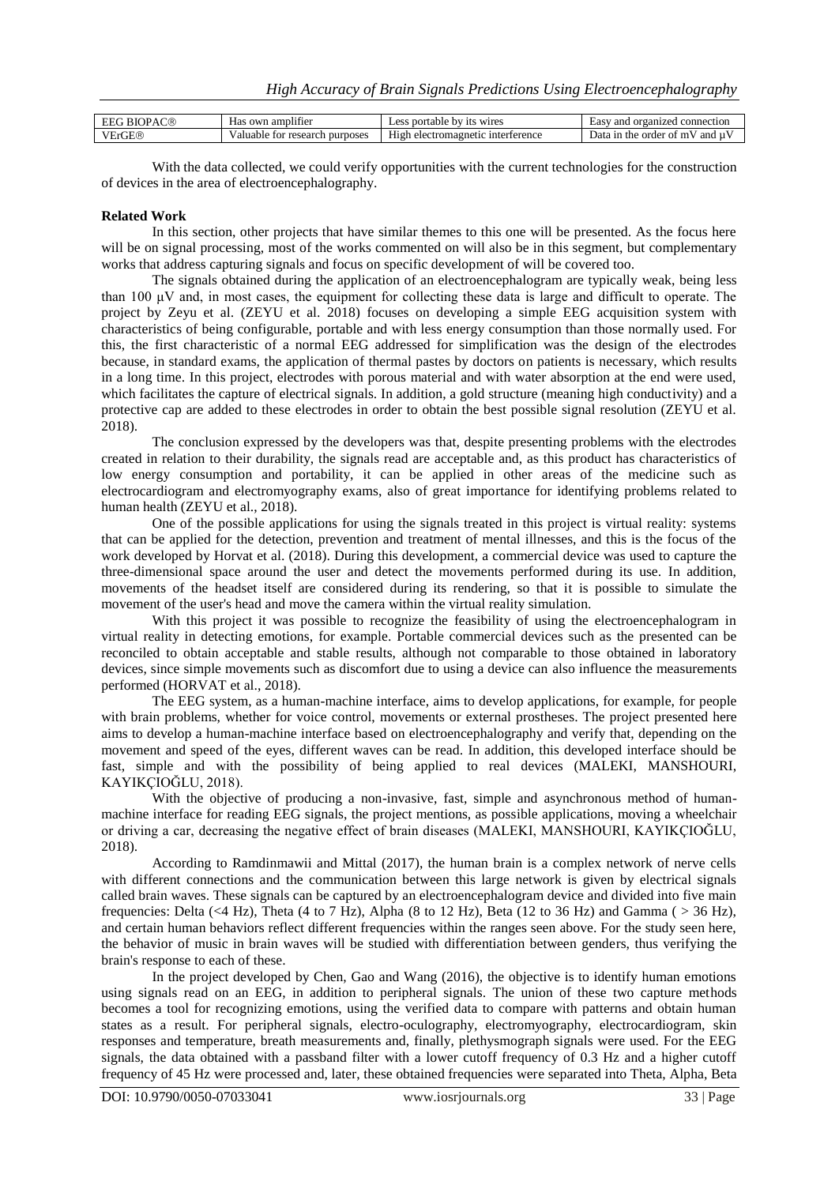| EEG BIOPAC® | Has own amplifier | Less portable by its wires | Easy and organized connection |
|---|---|---|---|
| VErGE® | Valuable for research purposes | High electromagnetic interference | Data in the order of mV and μV |

With the data collected, we could verify opportunities with the current technologies for the construction of devices in the area of electroencephalography.

**Related Work**

In this section, other projects that have similar themes to this one will be presented. As the focus here will be on signal processing, most of the works commented on will also be in this segment, but complementary works that address capturing signals and focus on specific development of will be covered too.

The signals obtained during the application of an electroencephalogram are typically weak, being less than 100 μV and, in most cases, the equipment for collecting these data is large and difficult to operate. The project by Zeyu et al. (ZEYU et al. 2018) focuses on developing a simple EEG acquisition system with characteristics of being configurable, portable and with less energy consumption than those normally used. For this, the first characteristic of a normal EEG addressed for simplification was the design of the electrodes because, in standard exams, the application of thermal pastes by doctors on patients is necessary, which results in a long time. In this project, electrodes with porous material and with water absorption at the end were used, which facilitates the capture of electrical signals. In addition, a gold structure (meaning high conductivity) and a protective cap are added to these electrodes in order to obtain the best possible signal resolution (ZEYU et al. 2018).

The conclusion expressed by the developers was that, despite presenting problems with the electrodes created in relation to their durability, the signals read are acceptable and, as this product has characteristics of low energy consumption and portability, it can be applied in other areas of the medicine such as electrocardiogram and electromyography exams, also of great importance for identifying problems related to human health (ZEYU et al., 2018).

One of the possible applications for using the signals treated in this project is virtual reality: systems that can be applied for the detection, prevention and treatment of mental illnesses, and this is the focus of the work developed by Horvat et al. (2018). During this development, a commercial device was used to capture the three-dimensional space around the user and detect the movements performed during its use. In addition, movements of the headset itself are considered during its rendering, so that it is possible to simulate the movement of the user's head and move the camera within the virtual reality simulation.

With this project it was possible to recognize the feasibility of using the electroencephalogram in virtual reality in detecting emotions, for example. Portable commercial devices such as the presented can be reconciled to obtain acceptable and stable results, although not comparable to those obtained in laboratory devices, since simple movements such as discomfort due to using a device can also influence the measurements performed (HORVAT et al., 2018).

The EEG system, as a human-machine interface, aims to develop applications, for example, for people with brain problems, whether for voice control, movements or external prostheses. The project presented here aims to develop a human-machine interface based on electroencephalography and verify that, depending on the movement and speed of the eyes, different waves can be read. In addition, this developed interface should be fast, simple and with the possibility of being applied to real devices (MALEKI, MANSHOURI, KAYIKÇIOĞLU, 2018).

With the objective of producing a non-invasive, fast, simple and asynchronous method of human-machine interface for reading EEG signals, the project mentions, as possible applications, moving a wheelchair or driving a car, decreasing the negative effect of brain diseases (MALEKI, MANSHOURI, KAYIKÇIOĞLU, 2018).

According to Ramdinmawii and Mittal (2017), the human brain is a complex network of nerve cells with different connections and the communication between this large network is given by electrical signals called brain waves. These signals can be captured by an electroencephalogram device and divided into five main frequencies: Delta (<4 Hz), Theta (4 to 7 Hz), Alpha (8 to 12 Hz), Beta (12 to 36 Hz) and Gamma ( > 36 Hz), and certain human behaviors reflect different frequencies within the ranges seen above. For the study seen here, the behavior of music in brain waves will be studied with differentiation between genders, thus verifying the brain's response to each of these.

In the project developed by Chen, Gao and Wang (2016), the objective is to identify human emotions using signals read on an EEG, in addition to peripheral signals. The union of these two capture methods becomes a tool for recognizing emotions, using the verified data to compare with patterns and obtain human states as a result. For peripheral signals, electro-oculography, electromyography, electrocardiogram, skin responses and temperature, breath measurements and, finally, plethysmograph signals were used. For the EEG signals, the data obtained with a passband filter with a lower cutoff frequency of 0.3 Hz and a higher cutoff frequency of 45 Hz were processed and, later, these obtained frequencies were separated into Theta, Alpha, Beta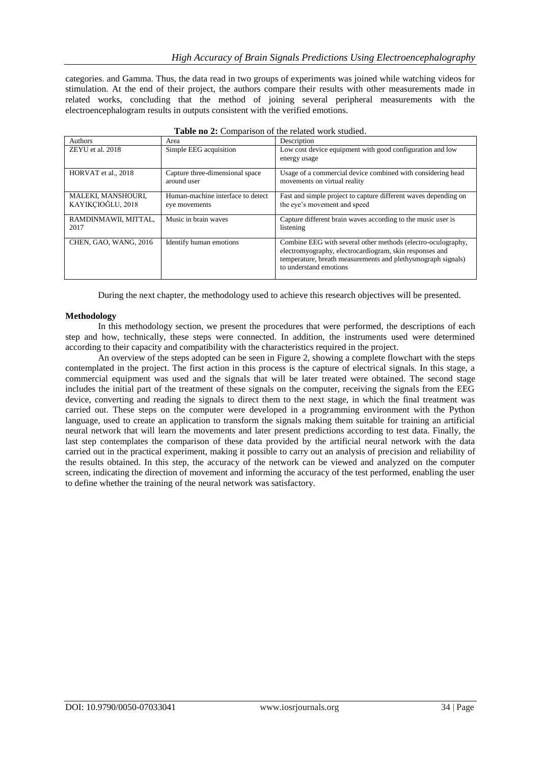categories. and Gamma. Thus, the data read in two groups of experiments was joined while watching videos for stimulation. At the end of their project, the authors compare their results with other measurements made in related works, concluding that the method of joining several peripheral measurements with the electroencephalogram results in outputs consistent with the verified emotions.

**Table no 2:** Comparison of the related work studied.

| Authors | Area | Description |
|---|---|---|
| ZEYU et al. 2018 | Simple EEG acquisition | Low cost device equipment with good configuration and low energy usage |
| HORVAT et al., 2018 | Capture three-dimensional space around user | Usage of a commercial device combined with considering head movements on virtual reality |
| MALEKI, MANSHOURI, KAYIKÇIOĞLU, 2018 | Human-machine interface to detect eye movements | Fast and simple project to capture different waves depending on the eye's movement and speed |
| RAMDINMAWII, MITTAL, 2017 | Music in brain waves | Capture different brain waves according to the music user is listening |
| CHEN, GAO, WANG, 2016 | Identify human emotions | Combine EEG with several other methods (electro-oculography, electromyography, electrocardiogram, skin responses and temperature, breath measurements and plethysmograph signals) to understand emotions |

During the next chapter, the methodology used to achieve this research objectives will be presented.

## Methodology

In this methodology section, we present the procedures that were performed, the descriptions of each step and how, technically, these steps were connected. In addition, the instruments used were determined according to their capacity and compatibility with the characteristics required in the project.

An overview of the steps adopted can be seen in Figure 2, showing a complete flowchart with the steps contemplated in the project. The first action in this process is the capture of electrical signals. In this stage, a commercial equipment was used and the signals that will be later treated were obtained. The second stage includes the initial part of the treatment of these signals on the computer, receiving the signals from the EEG device, converting and reading the signals to direct them to the next stage, in which the final treatment was carried out. These steps on the computer were developed in a programming environment with the Python language, used to create an application to transform the signals making them suitable for training an artificial neural network that will learn the movements and later present predictions according to test data. Finally, the last step contemplates the comparison of these data provided by the artificial neural network with the data carried out in the practical experiment, making it possible to carry out an analysis of precision and reliability of the results obtained. In this step, the accuracy of the network can be viewed and analyzed on the computer screen, indicating the direction of movement and informing the accuracy of the test performed, enabling the user to define whether the training of the neural network was satisfactory.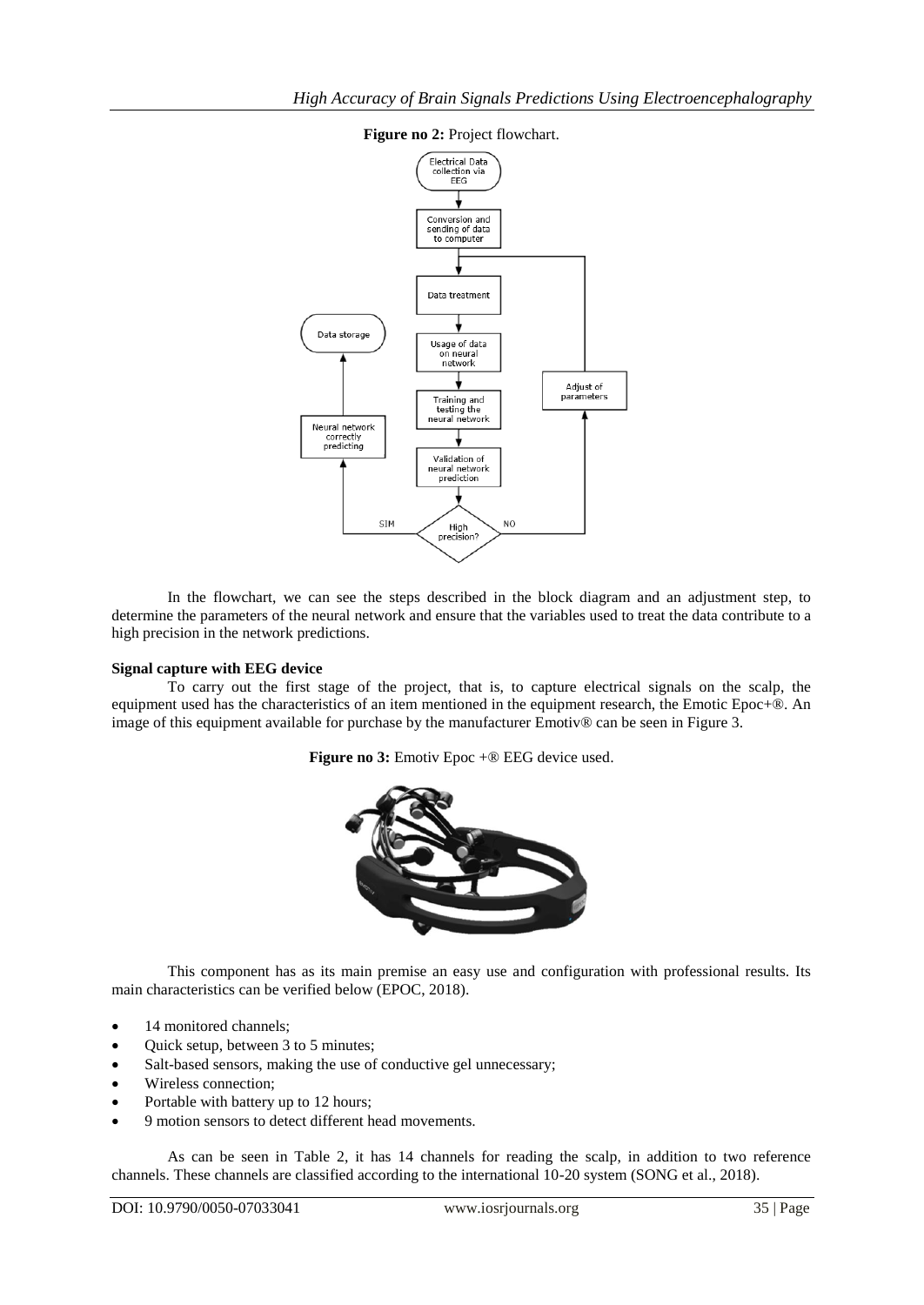**Figure no 2:** Project flowchart.

In the flowchart, we can see the steps described in the block diagram and an adjustment step, to determine the parameters of the neural network and ensure that the variables used to treat the data contribute to a high precision in the network predictions.

**Signal capture with EEG device**

To carry out the first stage of the project, that is, to capture electrical signals on the scalp, the equipment used has the characteristics of an item mentioned in the equipment research, the Emotic Epoc+®. An image of this equipment available for purchase by the manufacturer Emotiv® can be seen in Figure 3.

**Figure no 3:** Emotiv Epoc +® EEG device used.

This component has as its main premise an easy use and configuration with professional results. Its main characteristics can be verified below (EPOC, 2018).

- 14 monitored channels;
- Quick setup, between 3 to 5 minutes;
- Salt-based sensors, making the use of conductive gel unnecessary;
- Wireless connection;
- Portable with battery up to 12 hours;
- 9 motion sensors to detect different head movements.

As can be seen in Table 2, it has 14 channels for reading the scalp, in addition to two reference channels. These channels are classified according to the international 10-20 system (SONG et al., 2018).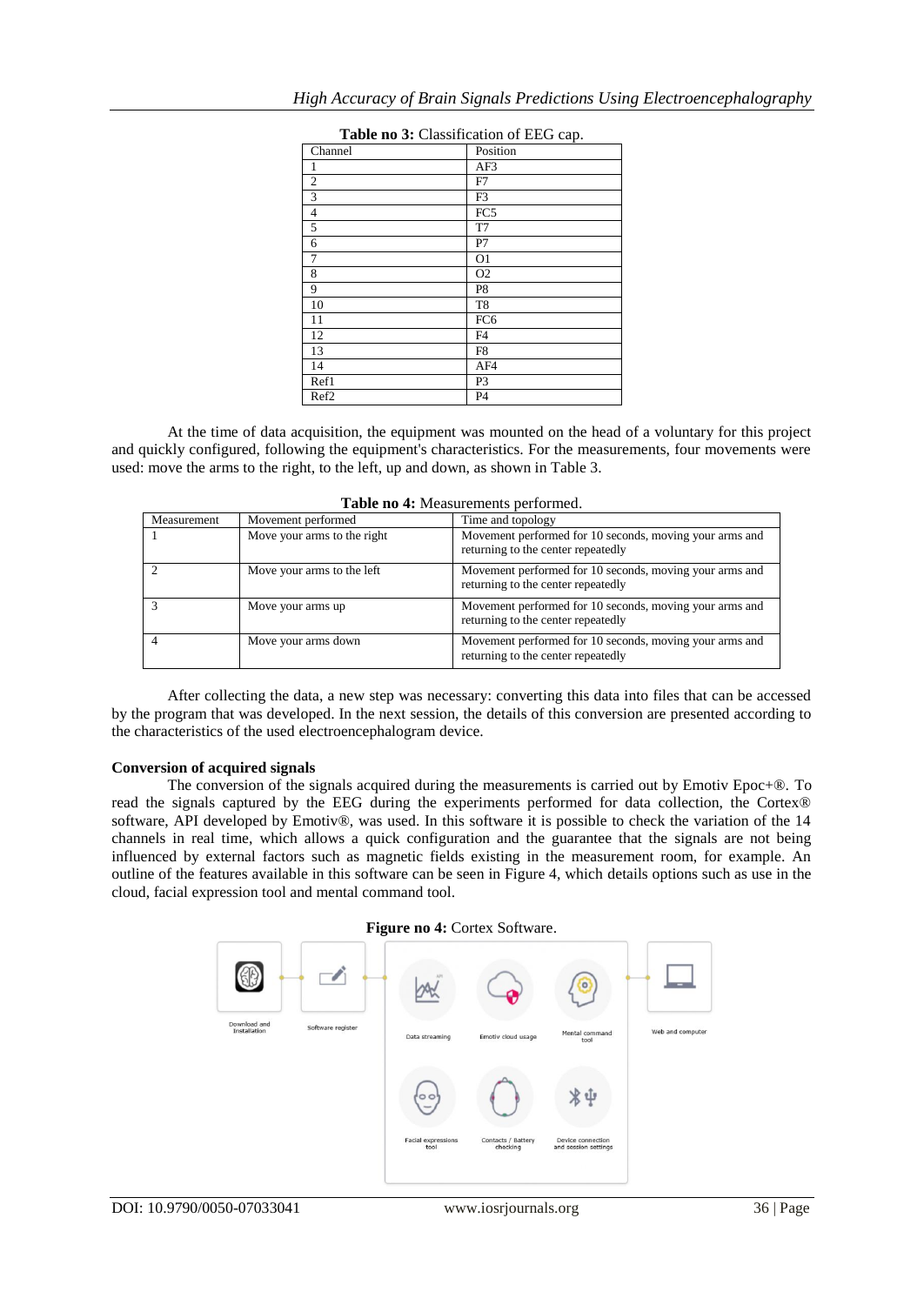**Table no 3:** Classification of EEG cap.

| Channel | Position |
|---|---|
| 1 | AF3 |
| 2 | F7 |
| 3 | F3 |
| 4 | FC5 |
| 5 | T7 |
| 6 | P7 |
| 7 | O1 |
| 8 | O2 |
| 9 | P8 |
| 10 | T8 |
| 11 | FC6 |
| 12 | F4 |
| 13 | F8 |
| 14 | AF4 |
| Ref1 | P3 |
| Ref2 | P4 |

At the time of data acquisition, the equipment was mounted on the head of a voluntary for this project and quickly configured, following the equipment's characteristics. For the measurements, four movements were used: move the arms to the right, to the left, up and down, as shown in Table 3.

**Table no 4:** Measurements performed.

| Measurement | Movement performed | Time and topology |
|---|---|---|
| 1 | Move your arms to the right | Movement performed for 10 seconds, moving your arms and returning to the center repeatedly |
| 2 | Move your arms to the left | Movement performed for 10 seconds, moving your arms and returning to the center repeatedly |
| 3 | Move your arms up | Movement performed for 10 seconds, moving your arms and returning to the center repeatedly |
| 4 | Move your arms down | Movement performed for 10 seconds, moving your arms and returning to the center repeatedly |

After collecting the data, a new step was necessary: converting this data into files that can be accessed by the program that was developed. In the next session, the details of this conversion are presented according to the characteristics of the used electroencephalogram device.

**Conversion of acquired signals**

The conversion of the signals acquired during the measurements is carried out by Emotiv Epoc+®. To read the signals captured by the EEG during the experiments performed for data collection, the Cortex® software, API developed by Emotiv®, was used. In this software it is possible to check the variation of the 14 channels in real time, which allows a quick configuration and the guarantee that the signals are not being influenced by external factors such as magnetic fields existing in the measurement room, for example. An outline of the features available in this software can be seen in Figure 4, which details options such as use in the cloud, facial expression tool and mental command tool.

**Figure no 4:** Cortex Software.

Download and Installation

Software register

Data streaming

Emotiv cloud usage

Mental command tool

Web and computer

Facial expressions tool

Contacts / Battery checking

Device connection and session settings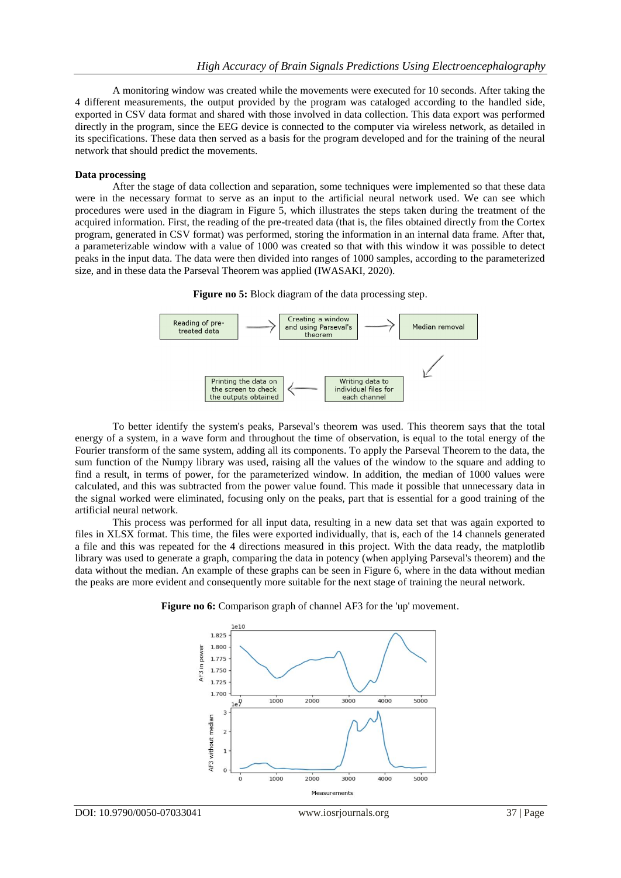A monitoring window was created while the movements were executed for 10 seconds. After taking the 4 different measurements, the output provided by the program was cataloged according to the handled side, exported in CSV data format and shared with those involved in data collection. This data export was performed directly in the program, since the EEG device is connected to the computer via wireless network, as detailed in its specifications. These data then served as a basis for the program developed and for the training of the neural network that should predict the movements.

**Data processing**

After the stage of data collection and separation, some techniques were implemented so that these data were in the necessary format to serve as an input to the artificial neural network used. We can see which procedures were used in the diagram in Figure 5, which illustrates the steps taken during the treatment of the acquired information. First, the reading of the pre-treated data (that is, the files obtained directly from the Cortex program, generated in CSV format) was performed, storing the information in an internal data frame. After that, a parameterizable window with a value of 1000 was created so that with this window it was possible to detect peaks in the input data. The data were then divided into ranges of 1000 samples, according to the parameterized size, and in these data the Parseval Theorem was applied (IWASAKI, 2020).

**Figure no 5:** Block diagram of the data processing step.

To better identify the system's peaks, Parseval's theorem was used. This theorem says that the total energy of a system, in a wave form and throughout the time of observation, is equal to the total energy of the Fourier transform of the same system, adding all its components. To apply the Parseval Theorem to the data, the sum function of the Numpy library was used, raising all the values of the window to the square and adding to find a result, in terms of power, for the parameterized window. In addition, the median of 1000 values were calculated, and this was subtracted from the power value found. This made it possible that unnecessary data in the signal worked were eliminated, focusing only on the peaks, part that is essential for a good training of the artificial neural network.

This process was performed for all input data, resulting in a new data set that was again exported to files in XLSX format. This time, the files were exported individually, that is, each of the 14 channels generated a file and this was repeated for the 4 directions measured in this project. With the data ready, the matplotlib library was used to generate a graph, comparing the data in potency (when applying Parseval's theorem) and the data without the median. An example of these graphs can be seen in Figure 6, where in the data without median the peaks are more evident and consequently more suitable for the next stage of training the neural network.

**Figure no 6:** Comparison graph of channel AF3 for the 'up' movement.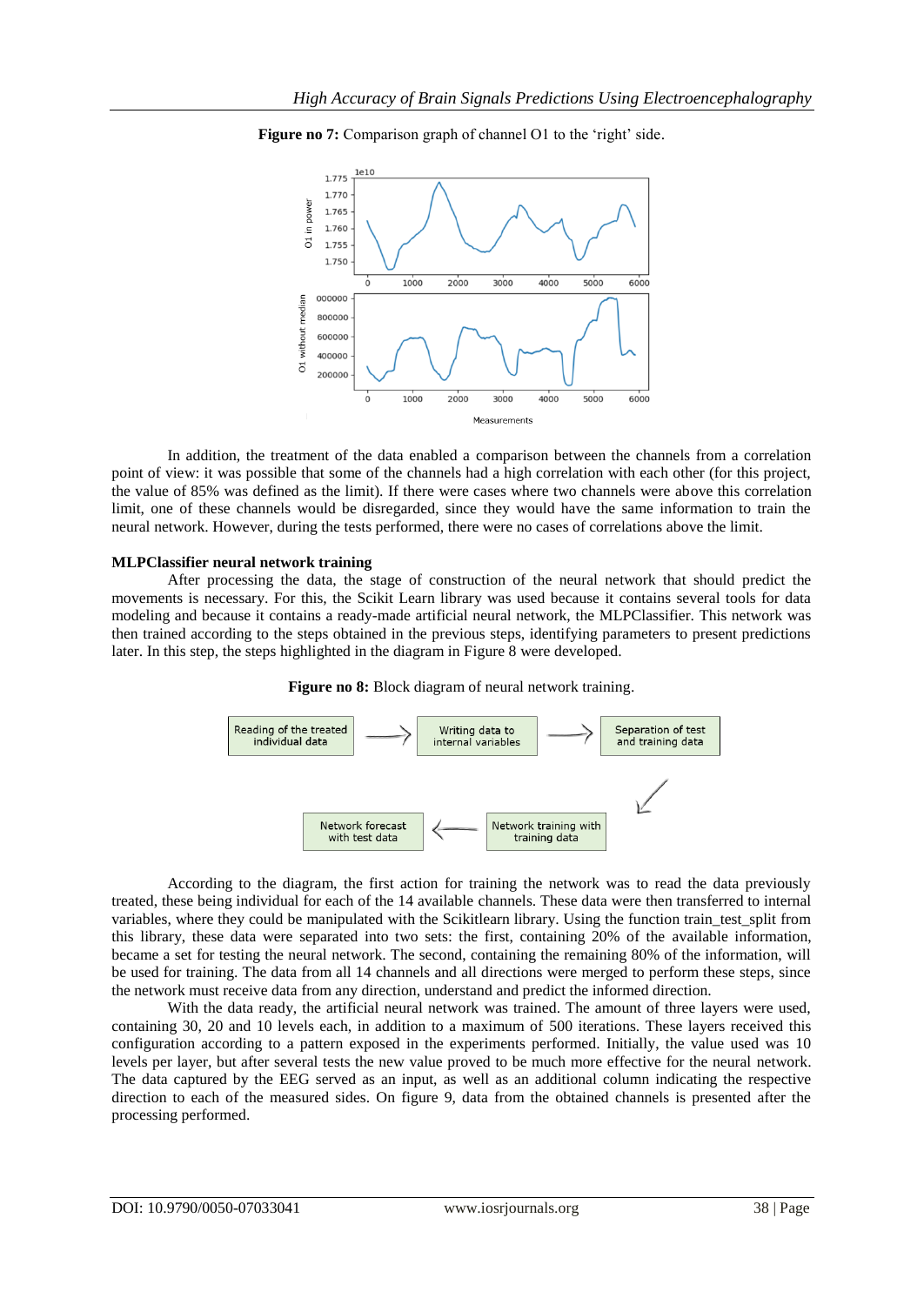**Figure no 7:** Comparison graph of channel O1 to the 'right' side.

In addition, the treatment of the data enabled a comparison between the channels from a correlation point of view: it was possible that some of the channels had a high correlation with each other (for this project, the value of 85% was defined as the limit). If there were cases where two channels were above this correlation limit, one of these channels would be disregarded, since they would have the same information to train the neural network. However, during the tests performed, there were no cases of correlations above the limit.

**MLPClassifier neural network training**

After processing the data, the stage of construction of the neural network that should predict the movements is necessary. For this, the Scikit Learn library was used because it contains several tools for data modeling and because it contains a ready-made artificial neural network, the MLPClassifier. This network was then trained according to the steps obtained in the previous steps, identifying parameters to present predictions later. In this step, the steps highlighted in the diagram in Figure 8 were developed.

**Figure no 8:** Block diagram of neural network training.

According to the diagram, the first action for training the network was to read the data previously treated, these being individual for each of the 14 available channels. These data were then transferred to internal variables, where they could be manipulated with the Scikitlearn library. Using the function train_test_split from this library, these data were separated into two sets: the first, containing 20% of the available information, became a set for testing the neural network. The second, containing the remaining 80% of the information, will be used for training. The data from all 14 channels and all directions were merged to perform these steps, since the network must receive data from any direction, understand and predict the informed direction.

With the data ready, the artificial neural network was trained. The amount of three layers were used, containing 30, 20 and 10 levels each, in addition to a maximum of 500 iterations. These layers received this configuration according to a pattern exposed in the experiments performed. Initially, the value used was 10 levels per layer, but after several tests the new value proved to be much more effective for the neural network. The data captured by the EEG served as an input, as well as an additional column indicating the respective direction to each of the measured sides. On figure 9, data from the obtained channels is presented after the processing performed.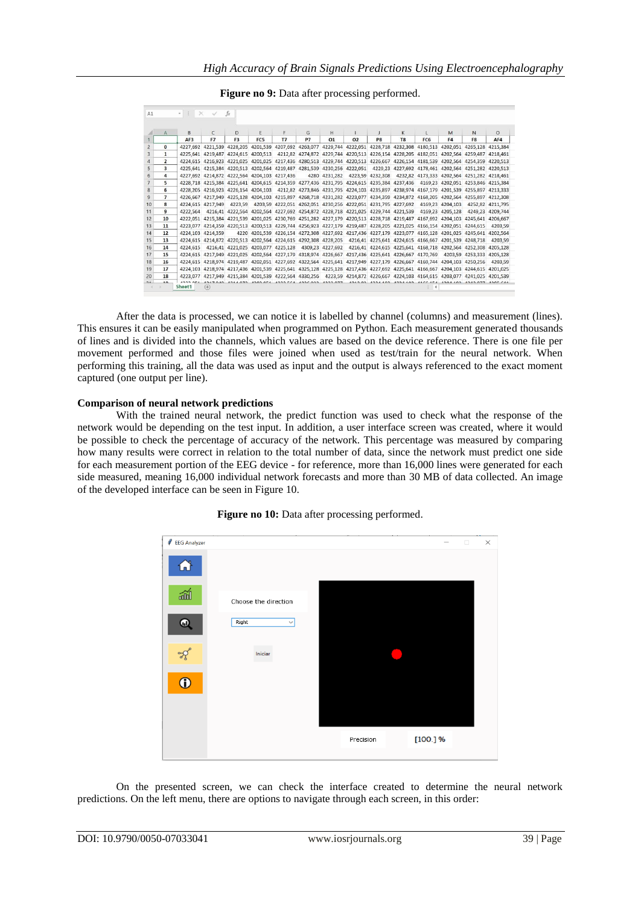**Figure no 9:** Data after processing performed.

After the data is processed, we can notice it is labelled by channel (columns) and measurement (lines). This ensures it can be easily manipulated when programmed on Python. Each measurement generated thousands of lines and is divided into the channels, which values are based on the device reference. There is one file per movement performed and those files were joined when used as test/train for the neural network. When performing this training, all the data was used as input and the output is always referenced to the exact moment captured (one output per line).

**Comparison of neural network predictions**

With the trained neural network, the predict function was used to check what the response of the network would be depending on the test input. In addition, a user interface screen was created, where it would be possible to check the percentage of accuracy of the network. This percentage was measured by comparing how many results were correct in relation to the total number of data, since the network must predict one side for each measurement portion of the EEG device - for reference, more than 16,000 lines were generated for each side measured, meaning 16,000 individual network forecasts and more than 30 MB of data collected. An image of the developed interface can be seen in Figure 10.

**Figure no 10:** Data after processing performed.

On the presented screen, we can check the interface created to determine the neural network predictions. On the left menu, there are options to navigate through each screen, in this order: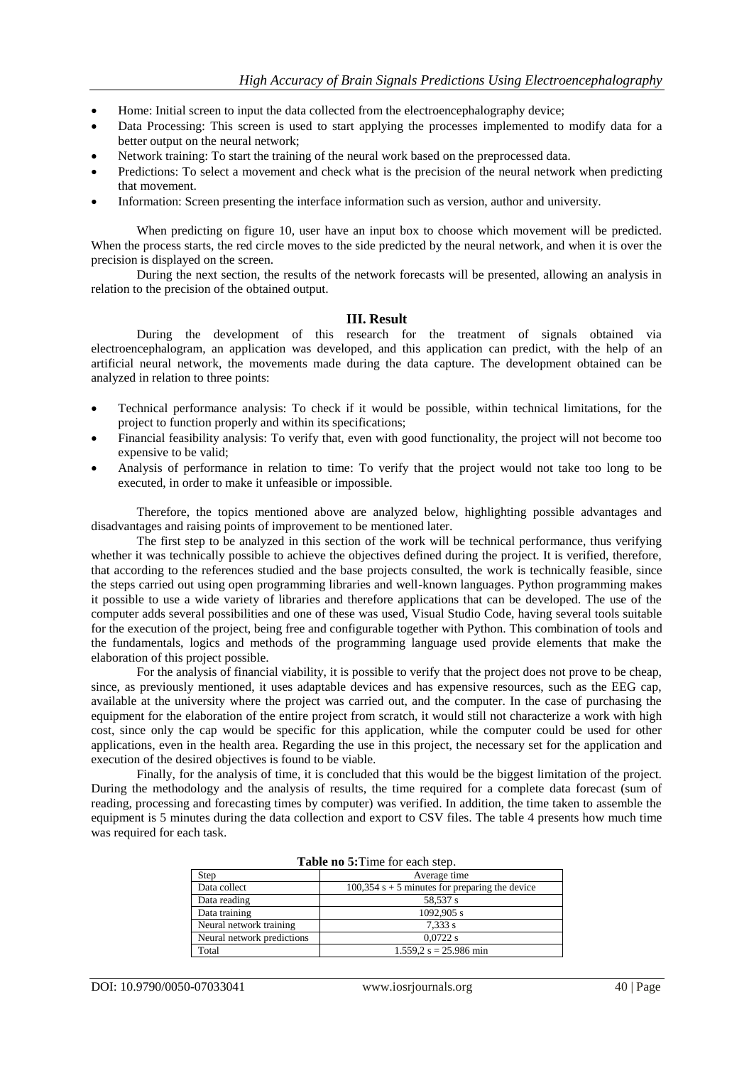- Home: Initial screen to input the data collected from the electroencephalography device;
- Data Processing: This screen is used to start applying the processes implemented to modify data for a better output on the neural network;
- Network training: To start the training of the neural work based on the preprocessed data.
- Predictions: To select a movement and check what is the precision of the neural network when predicting that movement.
- Information: Screen presenting the interface information such as version, author and university.

When predicting on figure 10, user have an input box to choose which movement will be predicted. When the process starts, the red circle moves to the side predicted by the neural network, and when it is over the precision is displayed on the screen.

During the next section, the results of the network forecasts will be presented, allowing an analysis in relation to the precision of the obtained output.

## III. Result

During the development of this research for the treatment of signals obtained via electroencephalogram, an application was developed, and this application can predict, with the help of an artificial neural network, the movements made during the data capture. The development obtained can be analyzed in relation to three points:

- Technical performance analysis: To check if it would be possible, within technical limitations, for the project to function properly and within its specifications;
- Financial feasibility analysis: To verify that, even with good functionality, the project will not become too expensive to be valid;
- Analysis of performance in relation to time: To verify that the project would not take too long to be executed, in order to make it unfeasible or impossible.

Therefore, the topics mentioned above are analyzed below, highlighting possible advantages and disadvantages and raising points of improvement to be mentioned later.

The first step to be analyzed in this section of the work will be technical performance, thus verifying whether it was technically possible to achieve the objectives defined during the project. It is verified, therefore, that according to the references studied and the base projects consulted, the work is technically feasible, since the steps carried out using open programming libraries and well-known languages. Python programming makes it possible to use a wide variety of libraries and therefore applications that can be developed. The use of the computer adds several possibilities and one of these was used, Visual Studio Code, having several tools suitable for the execution of the project, being free and configurable together with Python. This combination of tools and the fundamentals, logics and methods of the programming language used provide elements that make the elaboration of this project possible.

For the analysis of financial viability, it is possible to verify that the project does not prove to be cheap, since, as previously mentioned, it uses adaptable devices and has expensive resources, such as the EEG cap, available at the university where the project was carried out, and the computer. In the case of purchasing the equipment for the elaboration of the entire project from scratch, it would still not characterize a work with high cost, since only the cap would be specific for this application, while the computer could be used for other applications, even in the health area. Regarding the use in this project, the necessary set for the application and execution of the desired objectives is found to be viable.

Finally, for the analysis of time, it is concluded that this would be the biggest limitation of the project. During the methodology and the analysis of results, the time required for a complete data forecast (sum of reading, processing and forecasting times by computer) was verified. In addition, the time taken to assemble the equipment is 5 minutes during the data collection and export to CSV files. The table 4 presents how much time was required for each task.

**Table no 5:** Time for each step.

| Step | Average time |
|---|---|
| Data collect | 100,354 s + 5 minutes for preparing the device |
| Data reading | 58,537 s |
| Data training | 1092,905 s |
| Neural network training | 7,333 s |
| Neural network predictions | 0,0722 s |
| Total | 1.559,2 s = 25.986 min |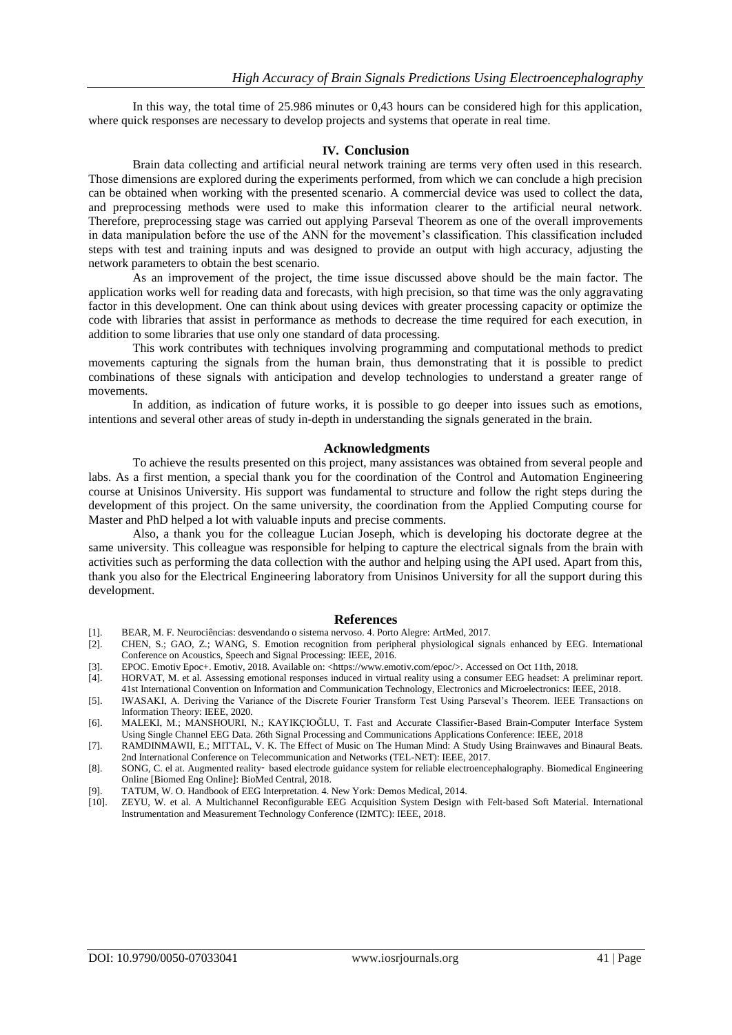In this way, the total time of 25.986 minutes or 0,43 hours can be considered high for this application, where quick responses are necessary to develop projects and systems that operate in real time.

## IV. Conclusion

Brain data collecting and artificial neural network training are terms very often used in this research. Those dimensions are explored during the experiments performed, from which we can conclude a high precision can be obtained when working with the presented scenario. A commercial device was used to collect the data, and preprocessing methods were used to make this information clearer to the artificial neural network. Therefore, preprocessing stage was carried out applying Parseval Theorem as one of the overall improvements in data manipulation before the use of the ANN for the movement's classification. This classification included steps with test and training inputs and was designed to provide an output with high accuracy, adjusting the network parameters to obtain the best scenario.

As an improvement of the project, the time issue discussed above should be the main factor. The application works well for reading data and forecasts, with high precision, so that time was the only aggravating factor in this development. One can think about using devices with greater processing capacity or optimize the code with libraries that assist in performance as methods to decrease the time required for each execution, in addition to some libraries that use only one standard of data processing.

This work contributes with techniques involving programming and computational methods to predict movements capturing the signals from the human brain, thus demonstrating that it is possible to predict combinations of these signals with anticipation and develop technologies to understand a greater range of movements.

In addition, as indication of future works, it is possible to go deeper into issues such as emotions, intentions and several other areas of study in-depth in understanding the signals generated in the brain.

## Acknowledgments

To achieve the results presented on this project, many assistances was obtained from several people and labs. As a first mention, a special thank you for the coordination of the Control and Automation Engineering course at Unisinos University. His support was fundamental to structure and follow the right steps during the development of this project. On the same university, the coordination from the Applied Computing course for Master and PhD helped a lot with valuable inputs and precise comments.

Also, a thank you for the colleague Lucian Joseph, which is developing his doctorate degree at the same university. This colleague was responsible for helping to capture the electrical signals from the brain with activities such as performing the data collection with the author and helping using the API used. Apart from this, thank you also for the Electrical Engineering laboratory from Unisinos University for all the support during this development.

## References

[1]. BEAR, M. F. Neurociências: desvendando o sistema nervoso. 4. Porto Alegre: ArtMed, 2017.

[2]. CHEN, S.; GAO, Z.; WANG, S. Emotion recognition from peripheral physiological signals enhanced by EEG. International Conference on Acoustics, Speech and Signal Processing: IEEE, 2016.

[3]. EPOC. Emotiv Epoc+. Emotiv, 2018. Available on: <https://www.emotiv.com/epoc/>. Accessed on Oct 11th, 2018.

[4]. HORVAT, M. et al. Assessing emotional responses induced in virtual reality using a consumer EEG headset: A preliminar report. 41st International Convention on Information and Communication Technology, Electronics and Microelectronics: IEEE, 2018.

[5]. IWASAKI, A. Deriving the Variance of the Discrete Fourier Transform Test Using Parseval's Theorem. IEEE Transactions on Information Theory: IEEE, 2020.

[6]. MALEKI, M.; MANSHOURI, N.; KAYIKÇIOĞLU, T. Fast and Accurate Classifier-Based Brain-Computer Interface System Using Single Channel EEG Data. 26th Signal Processing and Communications Applications Conference: IEEE, 2018

[7]. RAMDINMAWII, E.; MITTAL, V. K. The Effect of Music on The Human Mind: A Study Using Brainwaves and Binaural Beats. 2nd International Conference on Telecommunication and Networks (TEL-NET): IEEE, 2017.

[8]. SONG, C. el at. Augmented reality‑ based electrode guidance system for reliable electroencephalography. Biomedical Engineering Online [Biomed Eng Online]: BioMed Central, 2018.

[9]. TATUM, W. O. Handbook of EEG Interpretation. 4. New York: Demos Medical, 2014.

[10]. ZEYU, W. et al. A Multichannel Reconfigurable EEG Acquisition System Design with Felt-based Soft Material. International Instrumentation and Measurement Technology Conference (I2MTC): IEEE, 2018.